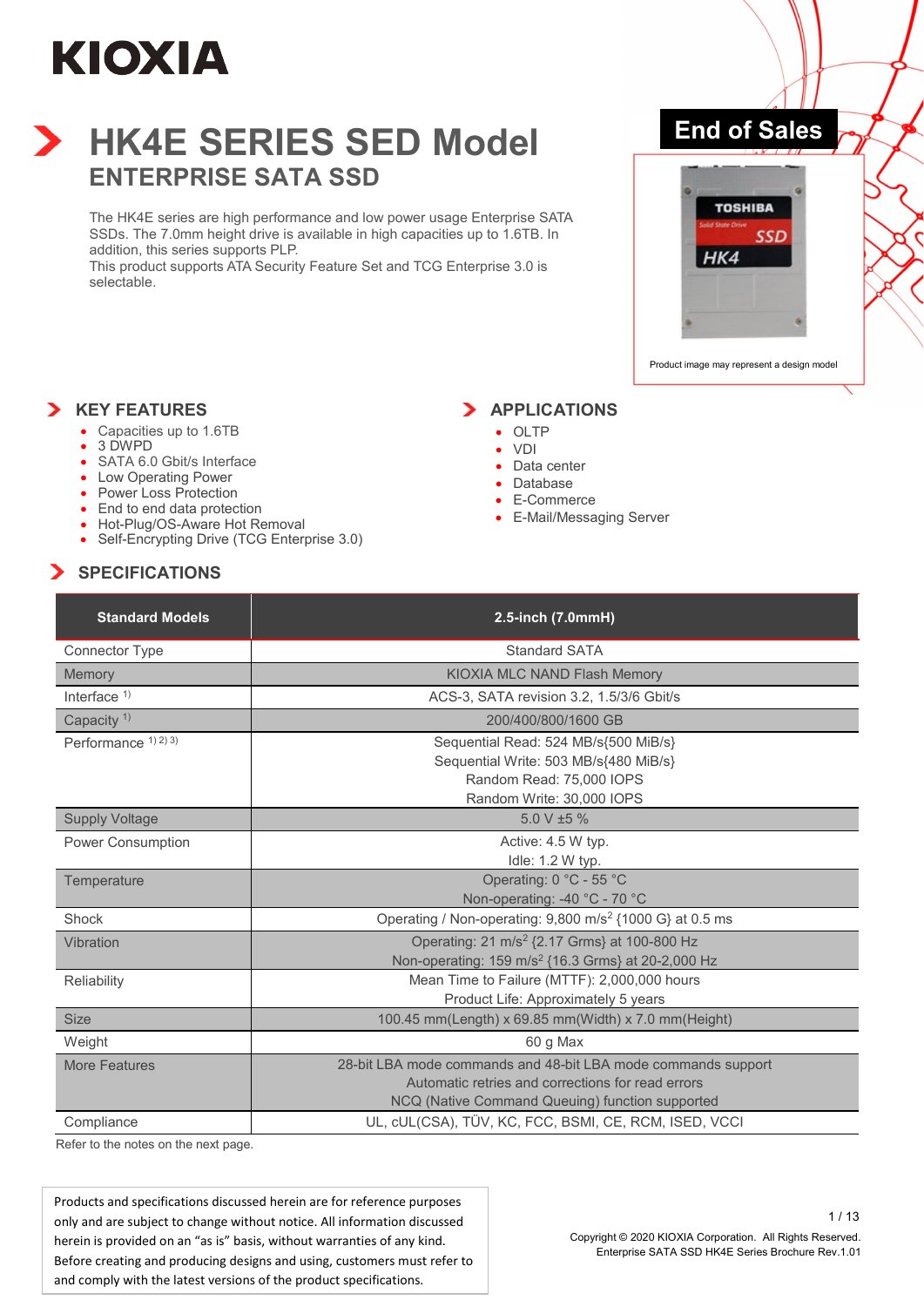KIOXIA

# HK4E SERIES SED Model

## ENTERPRISE SATA SSD

The HK4E series are high performance and low power usage Enterprise SATA SSDs. The 7.0mm height drive is available in high capacities up to 1.6TB. In addition, this series supports PLP.
This product supports ATA Security Feature Set and TCG Enterprise 3.0 is selectable.

**End of Sales**

Product image may represent a design model

## KEY FEATURES

- Capacities up to 1.6TB
- 3 DWPD
- SATA 6.0 Gbit/s Interface
- Low Operating Power
- Power Loss Protection
- End to end data protection
- Hot-Plug/OS-Aware Hot Removal
- Self-Encrypting Drive (TCG Enterprise 3.0)

## APPLICATIONS

- OLTP
- VDI
- Data center
- Database
- E-Commerce
- E-Mail/Messaging Server

## SPECIFICATIONS

| Standard Models | 2.5-inch (7.0mmH) |
|---|---|
| Connector Type | Standard SATA |
| Memory | KIOXIA MLC NAND Flash Memory |
| Interface [1] | ACS-3, SATA revision 3.2, 1.5/3/6 Gbit/s |
| Capacity [1] | 200/400/800/1600 GB |
| Performance [1) 2) 3)] | Sequential Read: 524 MB/s{500 MiB/s}<br>Sequential Write: 503 MB/s{480 MiB/s}<br>Random Read: 75,000 IOPS<br>Random Write: 30,000 IOPS |
| Supply Voltage | 5.0 V ±5 % |
| Power Consumption | Active: 4.5 W typ.<br>Idle: 1.2 W typ. |
| Temperature | Operating: 0 °C - 55 °C<br>Non-operating: -40 °C - 70 °C |
| Shock | Operating / Non-operating: 9,800 $m/s^2$ {1000 G} at 0.5 ms |
| Vibration | Operating: 21 $m/s^2$ {2.17 Grms} at 100-800 Hz<br>Non-operating: 159 $m/s^2$ {16.3 Grms} at 20-2,000 Hz |
| Reliability | Mean Time to Failure (MTTF): 2,000,000 hours<br>Product Life: Approximately 5 years |
| Size | 100.45 mm(Length) x 69.85 mm(Width) x 7.0 mm(Height) |
| Weight | 60 g Max |
| More Features | 28-bit LBA mode commands and 48-bit LBA mode commands support<br>Automatic retries and corrections for read errors<br>NCQ (Native Command Queuing) function supported |
| Compliance | UL, cUL(CSA), TÜV, KC, FCC, BSMI, CE, RCM, ISED, VCCI |

Refer to the notes on the next page.

Products and specifications discussed herein are for reference purposes only and are subject to change without notice. All information discussed herein is provided on an "as is" basis, without warranties of any kind. Before creating and producing designs and using, customers must refer to and comply with the latest versions of the product specifications.

Copyright © 2020 KIOXIA Corporation. All Rights Reserved.
Enterprise SATA SSD HK4E Series Brochure Rev.1.01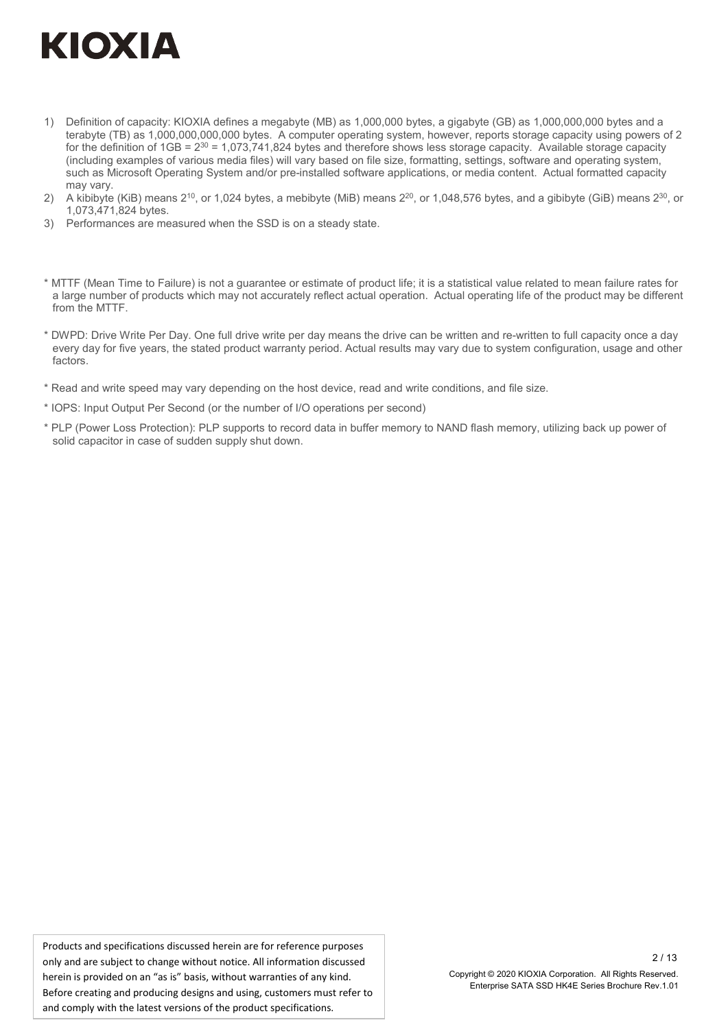1) Definition of capacity: KIOXIA defines a megabyte (MB) as 1,000,000 bytes, a gigabyte (GB) as 1,000,000,000 bytes and a terabyte (TB) as 1,000,000,000,000 bytes. A computer operating system, however, reports storage capacity using powers of 2 for the definition of 1GB = $2^{30}$ = 1,073,741,824 bytes and therefore shows less storage capacity. Available storage capacity (including examples of various media files) will vary based on file size, formatting, settings, software and operating system, such as Microsoft Operating System and/or pre-installed software applications, or media content. Actual formatted capacity may vary.
2) A kibibyte (KiB) means $2^{10}$, or 1,024 bytes, a mebibyte (MiB) means $2^{20}$, or 1,048,576 bytes, and a gibibyte (GiB) means $2^{30}$, or 1,073,471,824 bytes.
3) Performances are measured when the SSD is on a steady state.

* MTTF (Mean Time to Failure) is not a guarantee or estimate of product life; it is a statistical value related to mean failure rates for a large number of products which may not accurately reflect actual operation. Actual operating life of the product may be different from the MTTF.

* DWPD: Drive Write Per Day. One full drive write per day means the drive can be written and re-written to full capacity once a day every day for five years, the stated product warranty period. Actual results may vary due to system configuration, usage and other factors.

* Read and write speed may vary depending on the host device, read and write conditions, and file size.

* IOPS: Input Output Per Second (or the number of I/O operations per second)

* PLP (Power Loss Protection): PLP supports to record data in buffer memory to NAND flash memory, utilizing back up power of solid capacitor in case of sudden supply shut down.

Products and specifications discussed herein are for reference purposes only and are subject to change without notice. All information discussed herein is provided on an "as is" basis, without warranties of any kind. Before creating and producing designs and using, customers must refer to and comply with the latest versions of the product specifications.

Copyright © 2020 KIOXIA Corporation. All Rights Reserved.
Enterprise SATA SSD HK4E Series Brochure Rev.1.01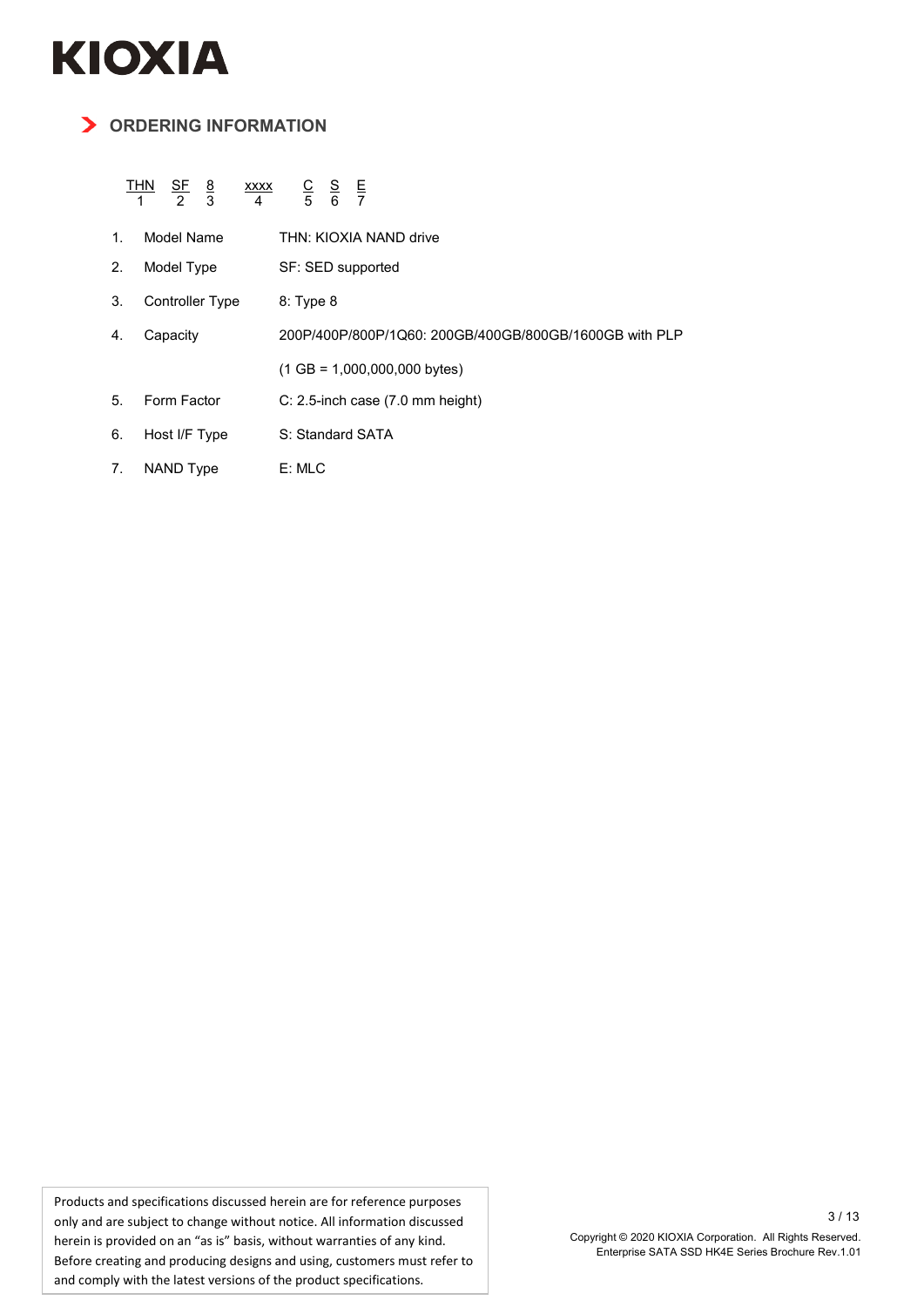## ORDERING INFORMATION

| THN | SF | 8 | xxxx | C | S | E |
|---|---|---|---|---|---|---|
| 1 | 2 | 3 | 4 | 5 | 6 | 7 |

1. Model Name — THN: KIOXIA NAND drive
2. Model Type — SF: SED supported
3. Controller Type — 8: Type 8
4. Capacity — 200P/400P/800P/1Q60: 200GB/400GB/800GB/1600GB with PLP

   (1 GB = 1,000,000,000 bytes)
5. Form Factor — C: 2.5-inch case (7.0 mm height)
6. Host I/F Type — S: Standard SATA
7. NAND Type — E: MLC

Products and specifications discussed herein are for reference purposes only and are subject to change without notice. All information discussed herein is provided on an “as is” basis, without warranties of any kind. Before creating and producing designs and using, customers must refer to and comply with the latest versions of the product specifications.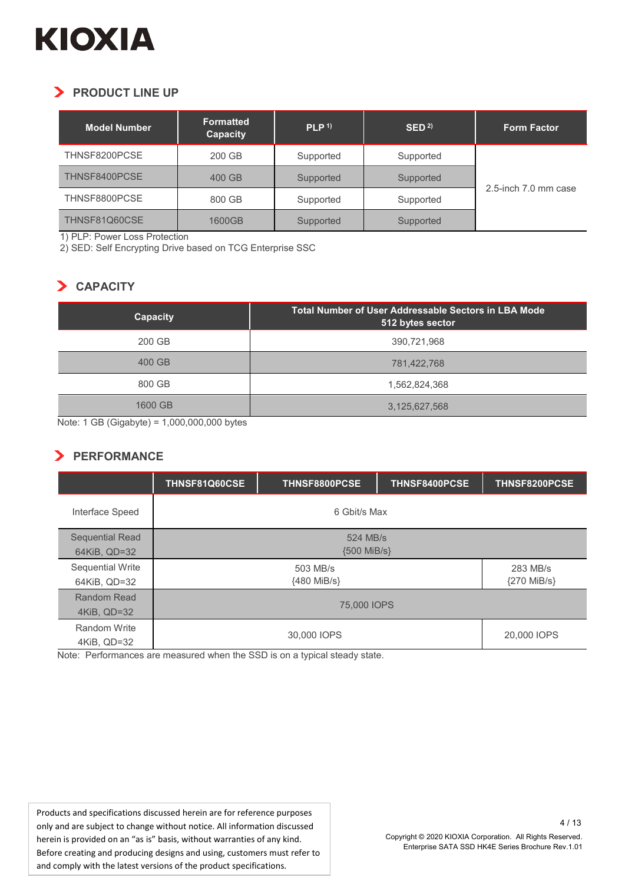## PRODUCT LINE UP

| Model Number | Formatted Capacity | PLP [1] | SED [2] | Form Factor |
| --- | --- | --- | --- | --- |
| THNSF8200PCSE | 200 GB | Supported | Supported | 2.5-inch 7.0 mm case |
| THNSF8400PCSE | 400 GB | Supported | Supported | |
| THNSF8800PCSE | 800 GB | Supported | Supported | |
| THNSF81Q60CSE | 1600GB | Supported | Supported | |

1) PLP: Power Loss Protection
2) SED: Self Encrypting Drive based on TCG Enterprise SSC

## CAPACITY

| Capacity | Total Number of User Addressable Sectors in LBA Mode 512 bytes sector |
| --- | --- |
| 200 GB | 390,721,968 |
| 400 GB | 781,422,768 |
| 800 GB | 1,562,824,368 |
| 1600 GB | 3,125,627,568 |

Note: 1 GB (Gigabyte) = 1,000,000,000 bytes

## PERFORMANCE

| | THNSF81Q60CSE | THNSF8800PCSE | THNSF8400PCSE | THNSF8200PCSE |
| --- | --- | --- | --- | --- |
| Interface Speed | 6 Gbit/s Max | | | |
| Sequential Read 64KiB, QD=32 | 524 MB/s {500 MiB/s} | | | |
| Sequential Write 64KiB, QD=32 | 503 MB/s {480 MiB/s} | | | 283 MB/s {270 MiB/s} |
| Random Read 4KiB, QD=32 | 75,000 IOPS | | | |
| Random Write 4KiB, QD=32 | 30,000 IOPS | | | 20,000 IOPS |

Note: Performances are measured when the SSD is on a typical steady state.

Products and specifications discussed herein are for reference purposes only and are subject to change without notice. All information discussed herein is provided on an "as is" basis, without warranties of any kind. Before creating and producing designs and using, customers must refer to and comply with the latest versions of the product specifications.

Copyright © 2020 KIOXIA Corporation. All Rights Reserved.
Enterprise SATA SSD HK4E Series Brochure Rev.1.01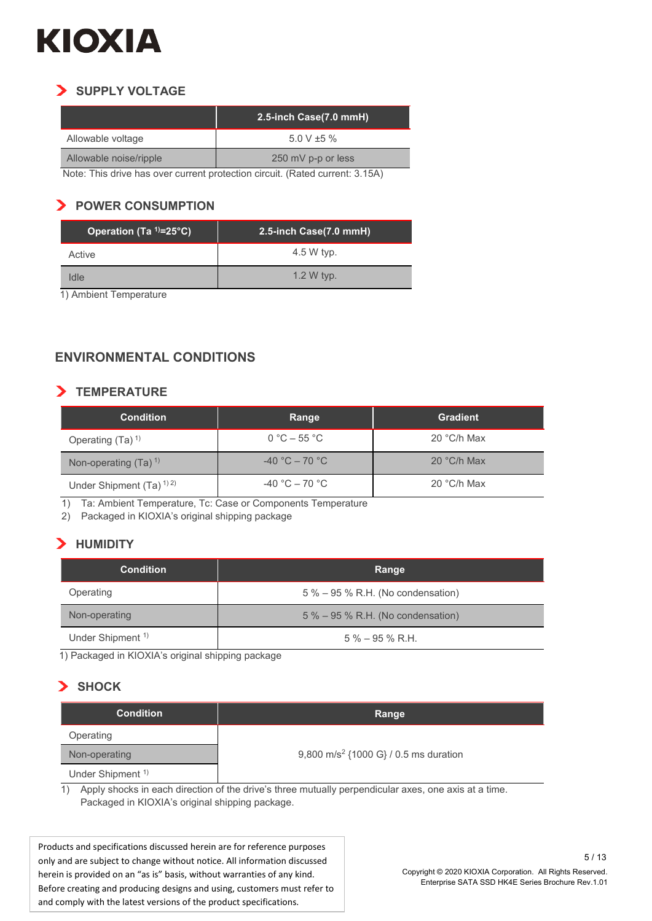## SUPPLY VOLTAGE

| | 2.5-inch Case(7.0 mmH) |
|---|---|
| Allowable voltage | 5.0 V ±5 % |
| Allowable noise/ripple | 250 mV p-p or less |

Note: This drive has over current protection circuit. (Rated current: 3.15A)

## POWER CONSUMPTION

| Operation (Ta [1]=25°C) | 2.5-inch Case(7.0 mmH) |
|---|---|
| Active | 4.5 W typ. |
| Idle | 1.2 W typ. |

1) Ambient Temperature

# ENVIRONMENTAL CONDITIONS

## TEMPERATURE

| Condition | Range | Gradient |
|---|---|---|
| Operating (Ta) [1] | 0 °C – 55 °C | 20 °C/h Max |
| Non-operating (Ta) [1] | -40 °C – 70 °C | 20 °C/h Max |
| Under Shipment (Ta) [1] [2] | -40 °C – 70 °C | 20 °C/h Max |

1) Ta: Ambient Temperature, Tc: Case or Components Temperature
2) Packaged in KIOXIA's original shipping package

## HUMIDITY

| Condition | Range |
|---|---|
| Operating | 5 % – 95 % R.H. (No condensation) |
| Non-operating | 5 % – 95 % R.H. (No condensation) |
| Under Shipment [1] | 5 % – 95 % R.H. |

1) Packaged in KIOXIA's original shipping package

## SHOCK

| Condition | Range |
|---|---|
| Operating | 9,800 $m/s^2$ {1000 G} / 0.5 ms duration |
| Non-operating | |
| Under Shipment [1] | |

1) Apply shocks in each direction of the drive's three mutually perpendicular axes, one axis at a time. Packaged in KIOXIA's original shipping package.

Products and specifications discussed herein are for reference purposes only and are subject to change without notice. All information discussed herein is provided on an "as is" basis, without warranties of any kind. Before creating and producing designs and using, customers must refer to and comply with the latest versions of the product specifications.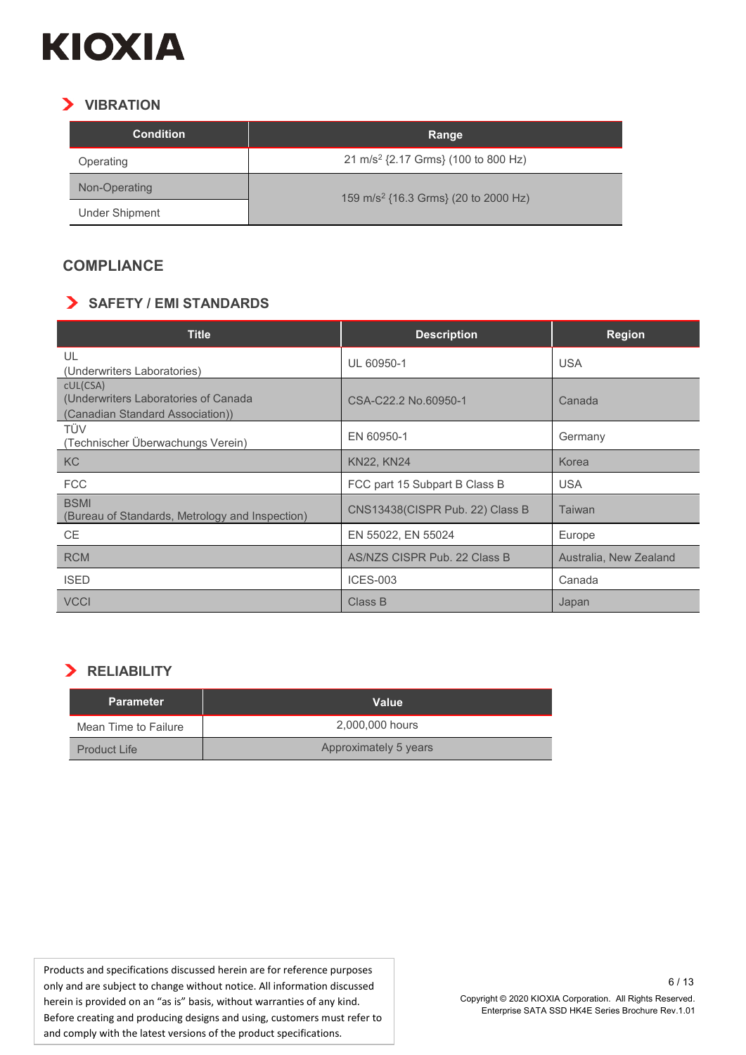### VIBRATION

| Condition | Range |
|---|---|
| Operating | 21 m/s² {2.17 Grms} (100 to 800 Hz) |
| Non-Operating | 159 m/s² {16.3 Grms} (20 to 2000 Hz) |
| Under Shipment | 159 m/s² {16.3 Grms} (20 to 2000 Hz) |

## COMPLIANCE

### SAFETY / EMI STANDARDS

| Title | Description | Region |
|---|---|---|
| UL (Underwriters Laboratories) | UL 60950-1 | USA |
| cUL(CSA) (Underwriters Laboratories of Canada (Canadian Standard Association)) | CSA-C22.2 No.60950-1 | Canada |
| TÜV (Technischer Überwachungs Verein) | EN 60950-1 | Germany |
| KC | KN22, KN24 | Korea |
| FCC | FCC part 15 Subpart B Class B | USA |
| BSMI (Bureau of Standards, Metrology and Inspection) | CNS13438(CISPR Pub. 22) Class B | Taiwan |
| CE | EN 55022, EN 55024 | Europe |
| RCM | AS/NZS CISPR Pub. 22 Class B | Australia, New Zealand |
| ISED | ICES-003 | Canada |
| VCCI | Class B | Japan |

### RELIABILITY

| Parameter | Value |
|---|---|
| Mean Time to Failure | 2,000,000 hours |
| Product Life | Approximately 5 years |

Products and specifications discussed herein are for reference purposes only and are subject to change without notice. All information discussed herein is provided on an "as is" basis, without warranties of any kind. Before creating and producing designs and using, customers must refer to and comply with the latest versions of the product specifications.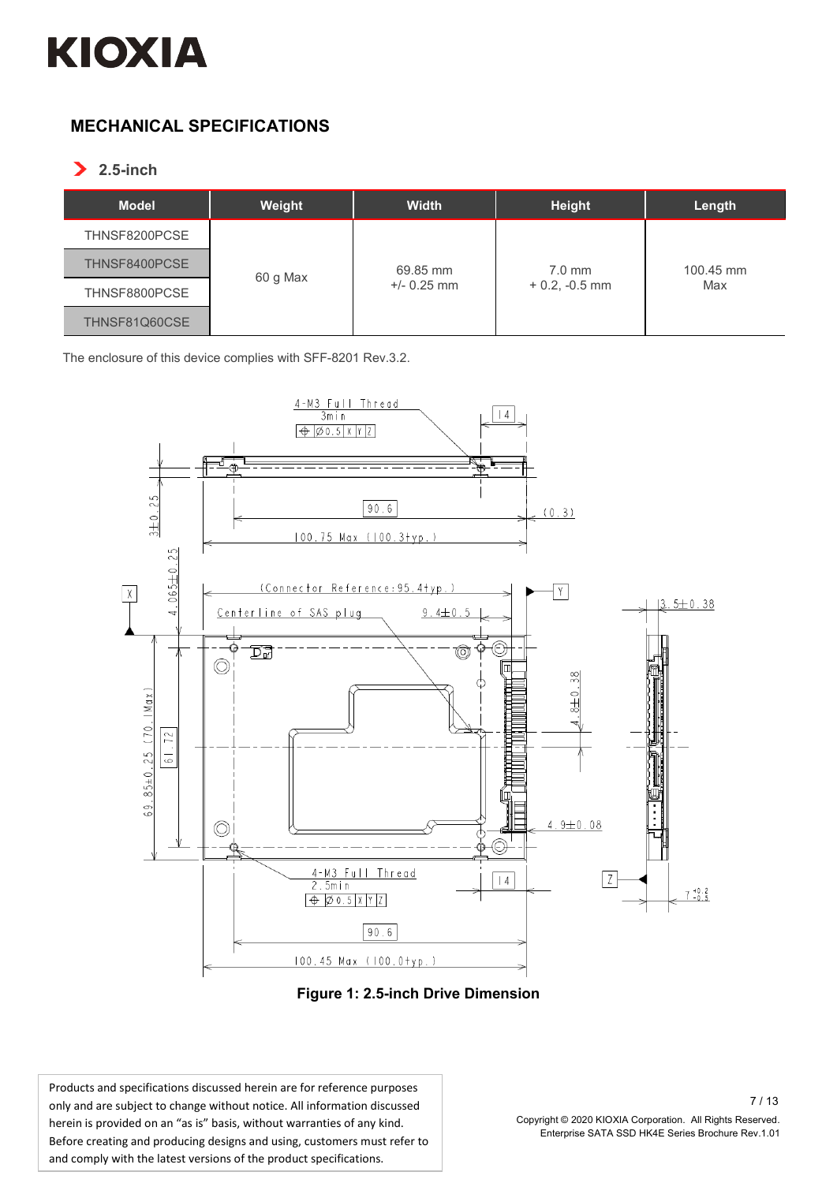## MECHANICAL SPECIFICATIONS

### 2.5-inch

| Model | Weight | Width | Height | Length |
|---|---|---|---|---|
| THNSF8200PCSE | 60 g Max | 69.85 mm +/- 0.25 mm | 7.0 mm + 0.2, -0.5 mm | 100.45 mm Max |
| THNSF8400PCSE | | | | |
| THNSF8800PCSE | | | | |
| THNSF81Q60CSE | | | | |

The enclosure of this device complies with SFF-8201 Rev.3.2.

**Figure 1: 2.5-inch Drive Dimension**

Products and specifications discussed herein are for reference purposes only and are subject to change without notice. All information discussed herein is provided on an "as is" basis, without warranties of any kind. Before creating and producing designs and using, customers must refer to and comply with the latest versions of the product specifications.

Copyright © 2020 KIOXIA Corporation. All Rights Reserved.
Enterprise SATA SSD HK4E Series Brochure Rev.1.01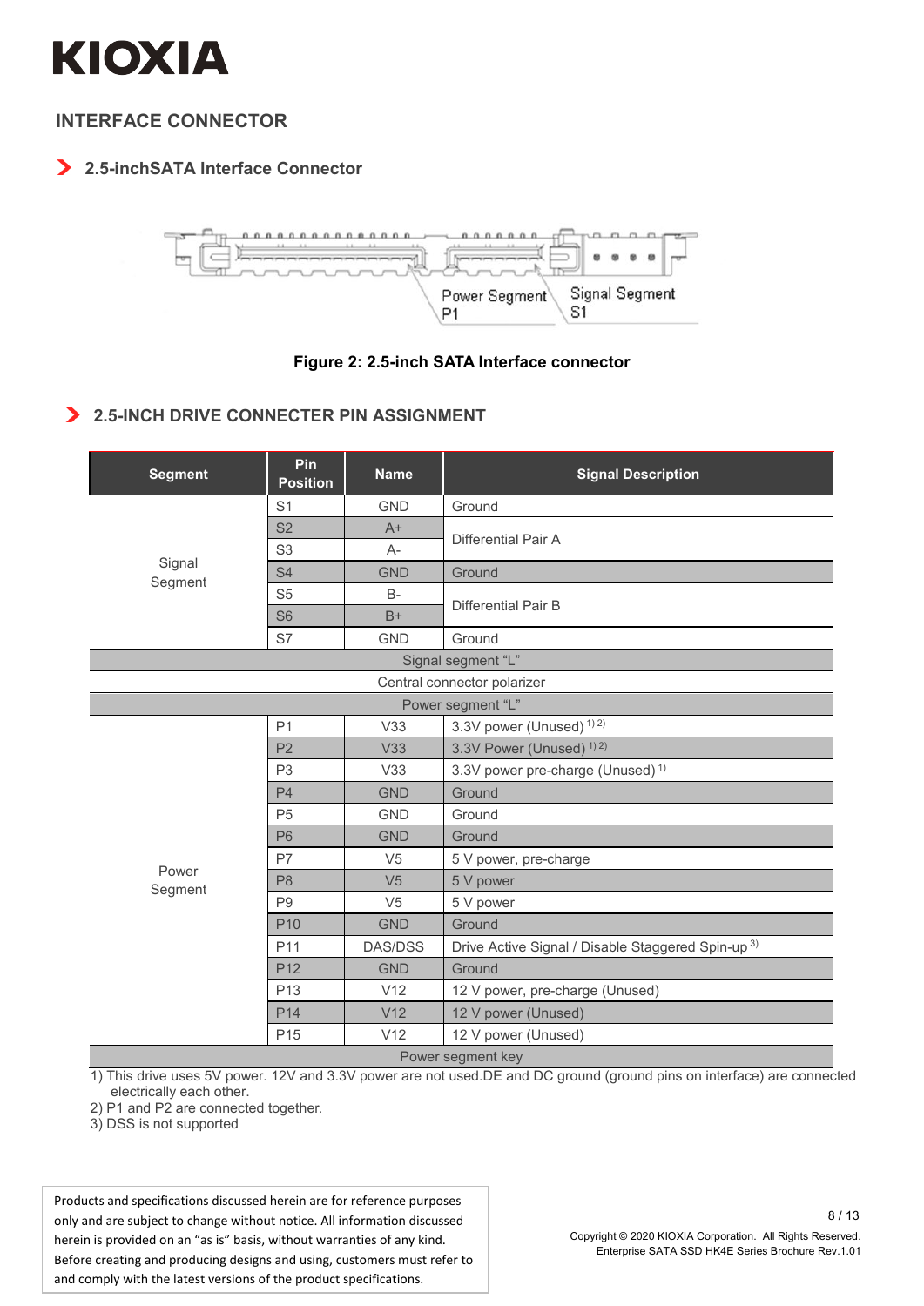# INTERFACE CONNECTOR

## 2.5-inchSATA Interface Connector

Power Segment P1 — Signal Segment S1

**Figure 2: 2.5-inch SATA Interface connector**

## 2.5-INCH DRIVE CONNECTER PIN ASSIGNMENT

| Segment | Pin Position | Name | Signal Description |
|---|---|---|---|
| Signal Segment | S1 | GND | Ground |
| | S2 | A+ | Differential Pair A |
| | S3 | A- | |
| | S4 | GND | Ground |
| | S5 | B- | Differential Pair B |
| | S6 | B+ | |
| | S7 | GND | Ground |
| Signal segment "L" | | | |
| Central connector polarizer | | | |
| Power segment "L" | | | |
| Power Segment | P1 | V33 | 3.3V power (Unused) [1) 2)] |
| | P2 | V33 | 3.3V Power (Unused) [1) 2)] |
| | P3 | V33 | 3.3V power pre-charge (Unused) [1)] |
| | P4 | GND | Ground |
| | P5 | GND | Ground |
| | P6 | GND | Ground |
| | P7 | V5 | 5 V power, pre-charge |
| | P8 | V5 | 5 V power |
| | P9 | V5 | 5 V power |
| | P10 | GND | Ground |
| | P11 | DAS/DSS | Drive Active Signal / Disable Staggered Spin-up [3)] |
| | P12 | GND | Ground |
| | P13 | V12 | 12 V power, pre-charge (Unused) |
| | P14 | V12 | 12 V power (Unused) |
| | P15 | V12 | 12 V power (Unused) |
| Power segment key | | | |

1) This drive uses 5V power. 12V and 3.3V power are not used.DE and DC ground (ground pins on interface) are connected electrically each other.
2) P1 and P2 are connected together.
3) DSS is not supported

Products and specifications discussed herein are for reference purposes only and are subject to change without notice. All information discussed herein is provided on an "as is" basis, without warranties of any kind. Before creating and producing designs and using, customers must refer to and comply with the latest versions of the product specifications.

Copyright © 2020 KIOXIA Corporation. All Rights Reserved.
Enterprise SATA SSD HK4E Series Brochure Rev.1.01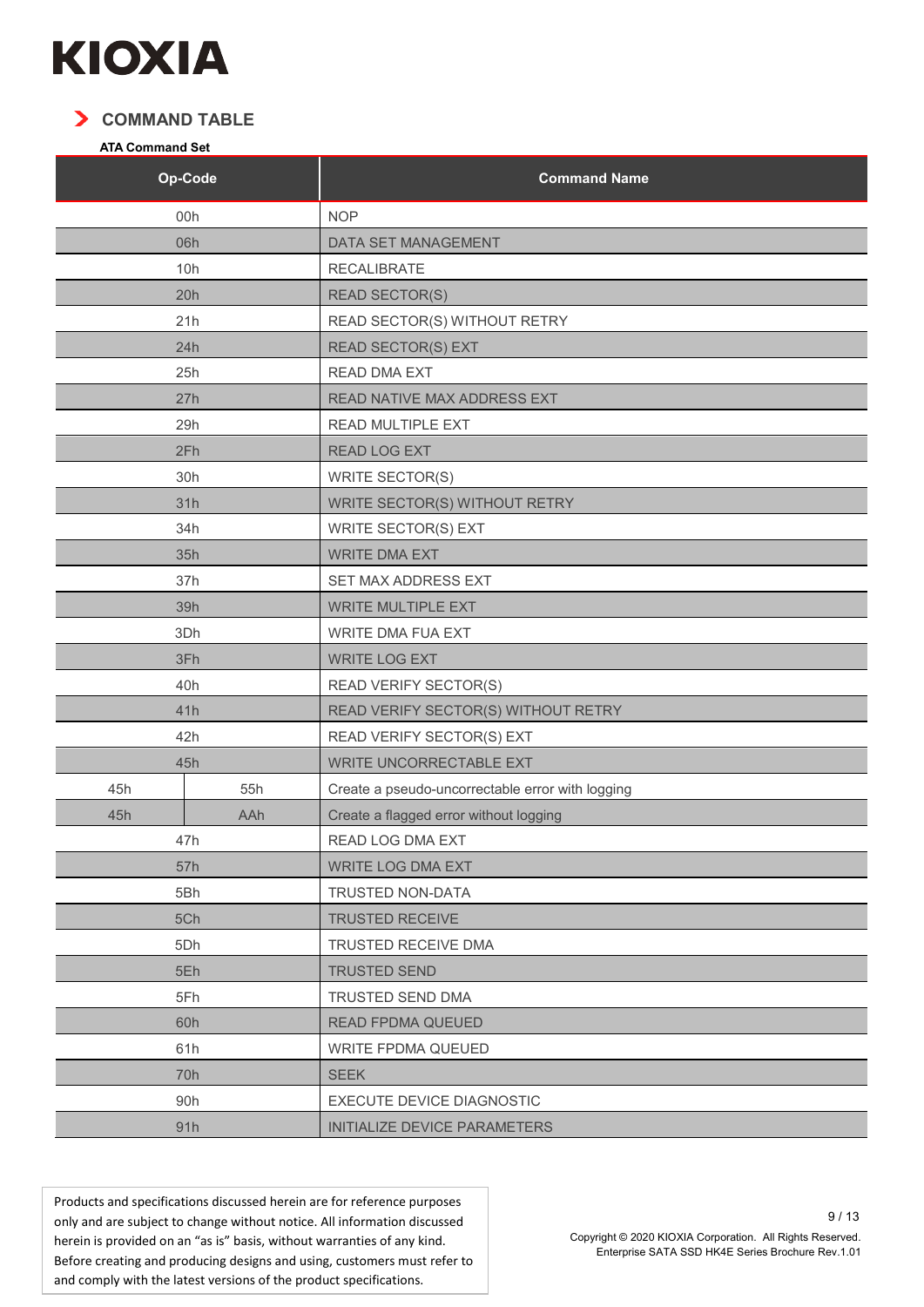## COMMAND TABLE

**ATA Command Set**

| Op-Code | | Command Name |
|---|---|---|
| 00h | | NOP |
| 06h | | DATA SET MANAGEMENT |
| 10h | | RECALIBRATE |
| 20h | | READ SECTOR(S) |
| 21h | | READ SECTOR(S) WITHOUT RETRY |
| 24h | | READ SECTOR(S) EXT |
| 25h | | READ DMA EXT |
| 27h | | READ NATIVE MAX ADDRESS EXT |
| 29h | | READ MULTIPLE EXT |
| 2Fh | | READ LOG EXT |
| 30h | | WRITE SECTOR(S) |
| 31h | | WRITE SECTOR(S) WITHOUT RETRY |
| 34h | | WRITE SECTOR(S) EXT |
| 35h | | WRITE DMA EXT |
| 37h | | SET MAX ADDRESS EXT |
| 39h | | WRITE MULTIPLE EXT |
| 3Dh | | WRITE DMA FUA EXT |
| 3Fh | | WRITE LOG EXT |
| 40h | | READ VERIFY SECTOR(S) |
| 41h | | READ VERIFY SECTOR(S) WITHOUT RETRY |
| 42h | | READ VERIFY SECTOR(S) EXT |
| 45h | | WRITE UNCORRECTABLE EXT |
| 45h | 55h | Create a pseudo-uncorrectable error with logging |
| 45h | AAh | Create a flagged error without logging |
| 47h | | READ LOG DMA EXT |
| 57h | | WRITE LOG DMA EXT |
| 5Bh | | TRUSTED NON-DATA |
| 5Ch | | TRUSTED RECEIVE |
| 5Dh | | TRUSTED RECEIVE DMA |
| 5Eh | | TRUSTED SEND |
| 5Fh | | TRUSTED SEND DMA |
| 60h | | READ FPDMA QUEUED |
| 61h | | WRITE FPDMA QUEUED |
| 70h | | SEEK |
| 90h | | EXECUTE DEVICE DIAGNOSTIC |
| 91h | | INITIALIZE DEVICE PARAMETERS |

Products and specifications discussed herein are for reference purposes only and are subject to change without notice. All information discussed herein is provided on an "as is" basis, without warranties of any kind. Before creating and producing designs and using, customers must refer to and comply with the latest versions of the product specifications.

Copyright © 2020 KIOXIA Corporation. All Rights Reserved.
Enterprise SATA SSD HK4E Series Brochure Rev.1.01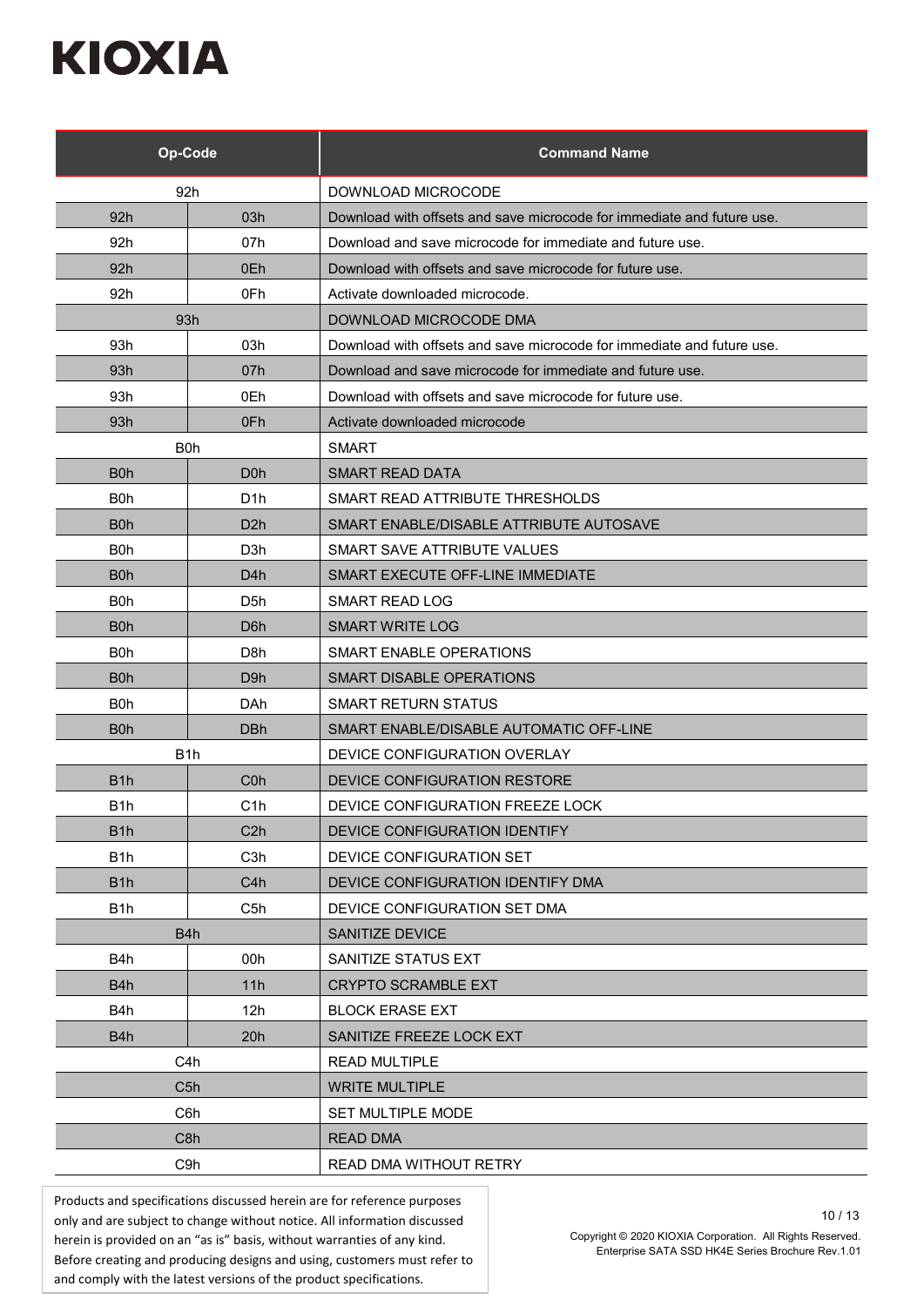| Op-Code | | Command Name |
|---|---|---|
| 92h | | DOWNLOAD MICROCODE |
| 92h | 03h | Download with offsets and save microcode for immediate and future use. |
| 92h | 07h | Download and save microcode for immediate and future use. |
| 92h | 0Eh | Download with offsets and save microcode for future use. |
| 92h | 0Fh | Activate downloaded microcode. |
| 93h | | DOWNLOAD MICROCODE DMA |
| 93h | 03h | Download with offsets and save microcode for immediate and future use. |
| 93h | 07h | Download and save microcode for immediate and future use. |
| 93h | 0Eh | Download with offsets and save microcode for future use. |
| 93h | 0Fh | Activate downloaded microcode |
| B0h | | SMART |
| B0h | D0h | SMART READ DATA |
| B0h | D1h | SMART READ ATTRIBUTE THRESHOLDS |
| B0h | D2h | SMART ENABLE/DISABLE ATTRIBUTE AUTOSAVE |
| B0h | D3h | SMART SAVE ATTRIBUTE VALUES |
| B0h | D4h | SMART EXECUTE OFF-LINE IMMEDIATE |
| B0h | D5h | SMART READ LOG |
| B0h | D6h | SMART WRITE LOG |
| B0h | D8h | SMART ENABLE OPERATIONS |
| B0h | D9h | SMART DISABLE OPERATIONS |
| B0h | DAh | SMART RETURN STATUS |
| B0h | DBh | SMART ENABLE/DISABLE AUTOMATIC OFF-LINE |
| B1h | | DEVICE CONFIGURATION OVERLAY |
| B1h | C0h | DEVICE CONFIGURATION RESTORE |
| B1h | C1h | DEVICE CONFIGURATION FREEZE LOCK |
| B1h | C2h | DEVICE CONFIGURATION IDENTIFY |
| B1h | C3h | DEVICE CONFIGURATION SET |
| B1h | C4h | DEVICE CONFIGURATION IDENTIFY DMA |
| B1h | C5h | DEVICE CONFIGURATION SET DMA |
| B4h | | SANITIZE DEVICE |
| B4h | 00h | SANITIZE STATUS EXT |
| B4h | 11h | CRYPTO SCRAMBLE EXT |
| B4h | 12h | BLOCK ERASE EXT |
| B4h | 20h | SANITIZE FREEZE LOCK EXT |
| C4h | | READ MULTIPLE |
| C5h | | WRITE MULTIPLE |
| C6h | | SET MULTIPLE MODE |
| C8h | | READ DMA |
| C9h | | READ DMA WITHOUT RETRY |

Products and specifications discussed herein are for reference purposes only and are subject to change without notice. All information discussed herein is provided on an "as is" basis, without warranties of any kind. Before creating and producing designs and using, customers must refer to and comply with the latest versions of the product specifications.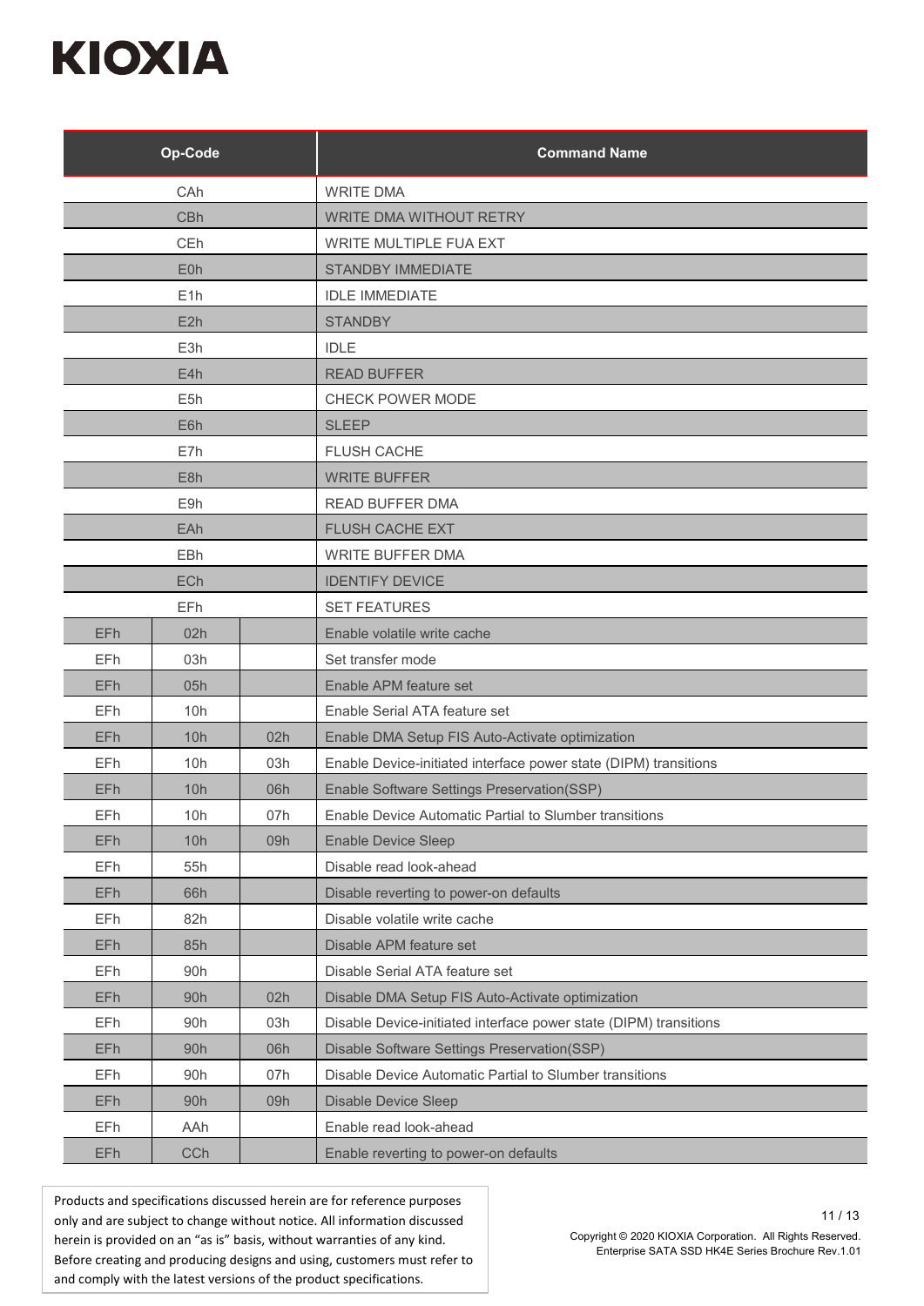| Op-Code | | | Command Name |
|---|---|---|---|
| CAh | | | WRITE DMA |
| CBh | | | WRITE DMA WITHOUT RETRY |
| CEh | | | WRITE MULTIPLE FUA EXT |
| E0h | | | STANDBY IMMEDIATE |
| E1h | | | IDLE IMMEDIATE |
| E2h | | | STANDBY |
| E3h | | | IDLE |
| E4h | | | READ BUFFER |
| E5h | | | CHECK POWER MODE |
| E6h | | | SLEEP |
| E7h | | | FLUSH CACHE |
| E8h | | | WRITE BUFFER |
| E9h | | | READ BUFFER DMA |
| EAh | | | FLUSH CACHE EXT |
| EBh | | | WRITE BUFFER DMA |
| ECh | | | IDENTIFY DEVICE |
| EFh | | | SET FEATURES |
| EFh | 02h | | Enable volatile write cache |
| EFh | 03h | | Set transfer mode |
| EFh | 05h | | Enable APM feature set |
| EFh | 10h | | Enable Serial ATA feature set |
| EFh | 10h | 02h | Enable DMA Setup FIS Auto-Activate optimization |
| EFh | 10h | 03h | Enable Device-initiated interface power state (DIPM) transitions |
| EFh | 10h | 06h | Enable Software Settings Preservation(SSP) |
| EFh | 10h | 07h | Enable Device Automatic Partial to Slumber transitions |
| EFh | 10h | 09h | Enable Device Sleep |
| EFh | 55h | | Disable read look-ahead |
| EFh | 66h | | Disable reverting to power-on defaults |
| EFh | 82h | | Disable volatile write cache |
| EFh | 85h | | Disable APM feature set |
| EFh | 90h | | Disable Serial ATA feature set |
| EFh | 90h | 02h | Disable DMA Setup FIS Auto-Activate optimization |
| EFh | 90h | 03h | Disable Device-initiated interface power state (DIPM) transitions |
| EFh | 90h | 06h | Disable Software Settings Preservation(SSP) |
| EFh | 90h | 07h | Disable Device Automatic Partial to Slumber transitions |
| EFh | 90h | 09h | Disable Device Sleep |
| EFh | AAh | | Enable read look-ahead |
| EFh | CCh | | Enable reverting to power-on defaults |

Products and specifications discussed herein are for reference purposes only and are subject to change without notice. All information discussed herein is provided on an "as is" basis, without warranties of any kind. Before creating and producing designs and using, customers must refer to and comply with the latest versions of the product specifications.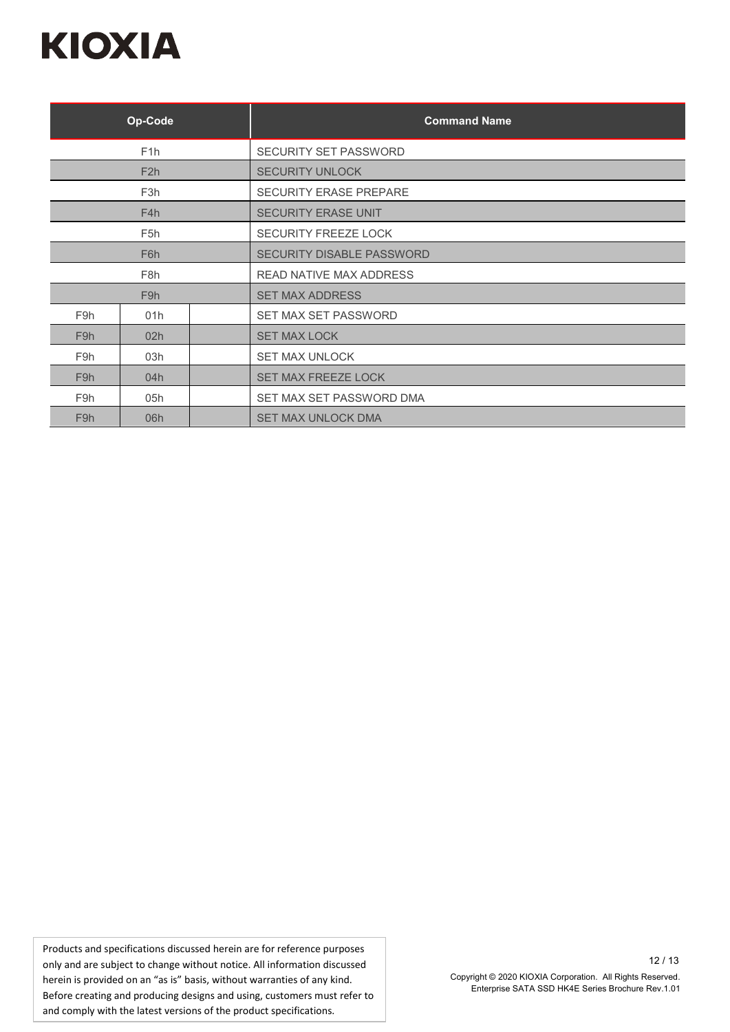| Op-Code | | | Command Name |
|---|---|---|---|
| F1h | | | SECURITY SET PASSWORD |
| F2h | | | SECURITY UNLOCK |
| F3h | | | SECURITY ERASE PREPARE |
| F4h | | | SECURITY ERASE UNIT |
| F5h | | | SECURITY FREEZE LOCK |
| F6h | | | SECURITY DISABLE PASSWORD |
| F8h | | | READ NATIVE MAX ADDRESS |
| F9h | | | SET MAX ADDRESS |
| F9h | 01h | | SET MAX SET PASSWORD |
| F9h | 02h | | SET MAX LOCK |
| F9h | 03h | | SET MAX UNLOCK |
| F9h | 04h | | SET MAX FREEZE LOCK |
| F9h | 05h | | SET MAX SET PASSWORD DMA |
| F9h | 06h | | SET MAX UNLOCK DMA |

Products and specifications discussed herein are for reference purposes only and are subject to change without notice. All information discussed herein is provided on an "as is" basis, without warranties of any kind. Before creating and producing designs and using, customers must refer to and comply with the latest versions of the product specifications.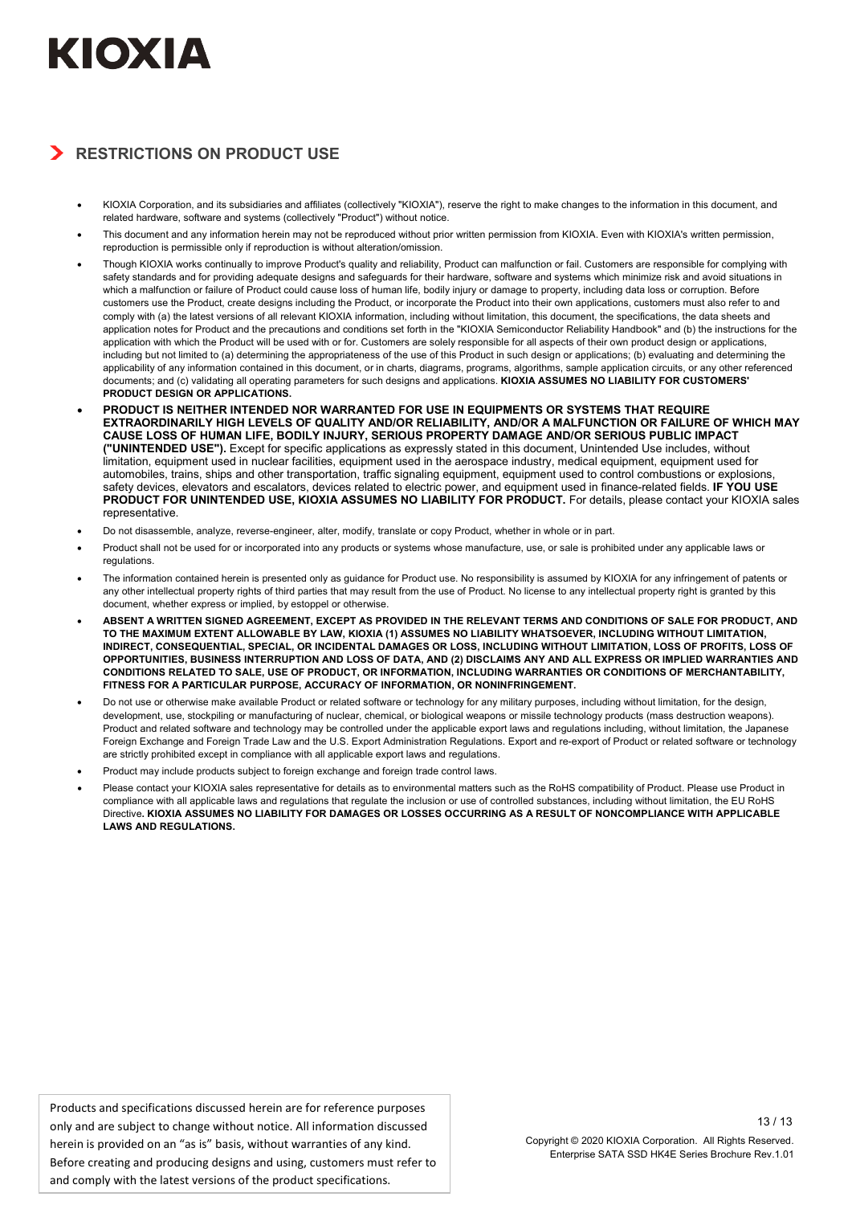## RESTRICTIONS ON PRODUCT USE

- KIOXIA Corporation, and its subsidiaries and affiliates (collectively "KIOXIA"), reserve the right to make changes to the information in this document, and related hardware, software and systems (collectively "Product") without notice.
- This document and any information herein may not be reproduced without prior written permission from KIOXIA. Even with KIOXIA's written permission, reproduction is permissible only if reproduction is without alteration/omission.
- Though KIOXIA works continually to improve Product's quality and reliability, Product can malfunction or fail. Customers are responsible for complying with safety standards and for providing adequate designs and safeguards for their hardware, software and systems which minimize risk and avoid situations in which a malfunction or failure of Product could cause loss of human life, bodily injury or damage to property, including data loss or corruption. Before customers use the Product, create designs including the Product, or incorporate the Product into their own applications, customers must also refer to and comply with (a) the latest versions of all relevant KIOXIA information, including without limitation, this document, the specifications, the data sheets and application notes for Product and the precautions and conditions set forth in the "KIOXIA Semiconductor Reliability Handbook" and (b) the instructions for the application with which the Product will be used with or for. Customers are solely responsible for all aspects of their own product design or applications, including but not limited to (a) determining the appropriateness of the use of this Product in such design or applications; (b) evaluating and determining the applicability of any information contained in this document, or in charts, diagrams, programs, algorithms, sample application circuits, or any other referenced documents; and (c) validating all operating parameters for such designs and applications. **KIOXIA ASSUMES NO LIABILITY FOR CUSTOMERS' PRODUCT DESIGN OR APPLICATIONS.**
- **PRODUCT IS NEITHER INTENDED NOR WARRANTED FOR USE IN EQUIPMENTS OR SYSTEMS THAT REQUIRE EXTRAORDINARILY HIGH LEVELS OF QUALITY AND/OR RELIABILITY, AND/OR A MALFUNCTION OR FAILURE OF WHICH MAY CAUSE LOSS OF HUMAN LIFE, BODILY INJURY, SERIOUS PROPERTY DAMAGE AND/OR SERIOUS PUBLIC IMPACT ("UNINTENDED USE").** Except for specific applications as expressly stated in this document, Unintended Use includes, without limitation, equipment used in nuclear facilities, equipment used in the aerospace industry, medical equipment, equipment used for automobiles, trains, ships and other transportation, traffic signaling equipment, equipment used to control combustions or explosions, safety devices, elevators and escalators, devices related to electric power, and equipment used in finance-related fields. **IF YOU USE PRODUCT FOR UNINTENDED USE, KIOXIA ASSUMES NO LIABILITY FOR PRODUCT.** For details, please contact your KIOXIA sales representative.
- Do not disassemble, analyze, reverse-engineer, alter, modify, translate or copy Product, whether in whole or in part.
- Product shall not be used for or incorporated into any products or systems whose manufacture, use, or sale is prohibited under any applicable laws or regulations.
- The information contained herein is presented only as guidance for Product use. No responsibility is assumed by KIOXIA for any infringement of patents or any other intellectual property rights of third parties that may result from the use of Product. No license to any intellectual property right is granted by this document, whether express or implied, by estoppel or otherwise.
- **ABSENT A WRITTEN SIGNED AGREEMENT, EXCEPT AS PROVIDED IN THE RELEVANT TERMS AND CONDITIONS OF SALE FOR PRODUCT, AND TO THE MAXIMUM EXTENT ALLOWABLE BY LAW, KIOXIA (1) ASSUMES NO LIABILITY WHATSOEVER, INCLUDING WITHOUT LIMITATION, INDIRECT, CONSEQUENTIAL, SPECIAL, OR INCIDENTAL DAMAGES OR LOSS, INCLUDING WITHOUT LIMITATION, LOSS OF PROFITS, LOSS OF OPPORTUNITIES, BUSINESS INTERRUPTION AND LOSS OF DATA, AND (2) DISCLAIMS ANY AND ALL EXPRESS OR IMPLIED WARRANTIES AND CONDITIONS RELATED TO SALE, USE OF PRODUCT, OR INFORMATION, INCLUDING WARRANTIES OR CONDITIONS OF MERCHANTABILITY, FITNESS FOR A PARTICULAR PURPOSE, ACCURACY OF INFORMATION, OR NONINFRINGEMENT.**
- Do not use or otherwise make available Product or related software or technology for any military purposes, including without limitation, for the design, development, use, stockpiling or manufacturing of nuclear, chemical, or biological weapons or missile technology products (mass destruction weapons). Product and related software and technology may be controlled under the applicable export laws and regulations including, without limitation, the Japanese Foreign Exchange and Foreign Trade Law and the U.S. Export Administration Regulations. Export and re-export of Product or related software or technology are strictly prohibited except in compliance with all applicable export laws and regulations.
- Product may include products subject to foreign exchange and foreign trade control laws.
- Please contact your KIOXIA sales representative for details as to environmental matters such as the RoHS compatibility of Product. Please use Product in compliance with all applicable laws and regulations that regulate the inclusion or use of controlled substances, including without limitation, the EU RoHS Directive**. KIOXIA ASSUMES NO LIABILITY FOR DAMAGES OR LOSSES OCCURRING AS A RESULT OF NONCOMPLIANCE WITH APPLICABLE LAWS AND REGULATIONS.**

Products and specifications discussed herein are for reference purposes only and are subject to change without notice. All information discussed herein is provided on an "as is" basis, without warranties of any kind. Before creating and producing designs and using, customers must refer to and comply with the latest versions of the product specifications.

Copyright © 2020 KIOXIA Corporation. All Rights Reserved.
Enterprise SATA SSD HK4E Series Brochure Rev.1.01